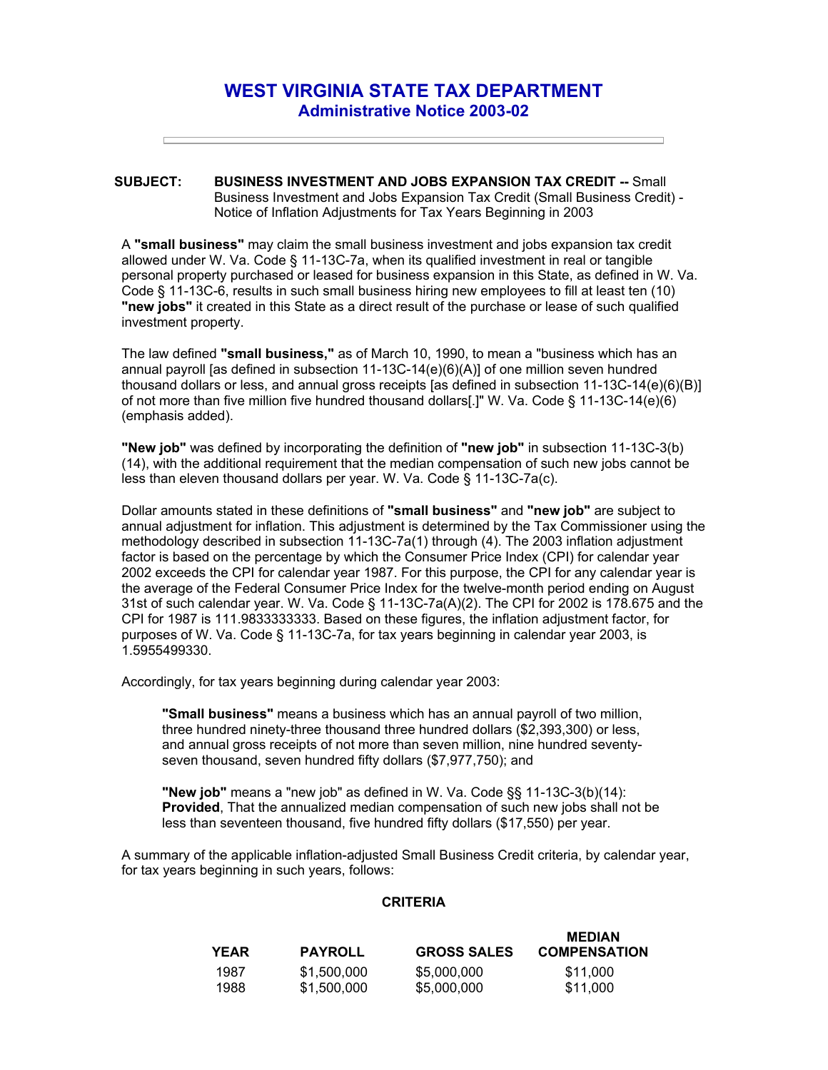# WEST VIRGINIA STATE TAX DEPARTMENT

## Administrative Notice 2003-02

---

**SUBJECT:** **BUSINESS INVESTMENT AND JOBS EXPANSION TAX CREDIT --** Small Business Investment and Jobs Expansion Tax Credit (Small Business Credit) - Notice of Inflation Adjustments for Tax Years Beginning in 2003

A **"small business"** may claim the small business investment and jobs expansion tax credit allowed under W. Va. Code § 11-13C-7a, when its qualified investment in real or tangible personal property purchased or leased for business expansion in this State, as defined in W. Va. Code § 11-13C-6, results in such small business hiring new employees to fill at least ten (10) **"new jobs"** it created in this State as a direct result of the purchase or lease of such qualified investment property.

The law defined **"small business,"** as of March 10, 1990, to mean a "business which has an annual payroll [as defined in subsection 11-13C-14(e)(6)(A)] of one million seven hundred thousand dollars or less, and annual gross receipts [as defined in subsection 11-13C-14(e)(6)(B)] of not more than five million five hundred thousand dollars[.]" W. Va. Code § 11-13C-14(e)(6) (emphasis added).

**"New job"** was defined by incorporating the definition of **"new job"** in subsection 11-13C-3(b)(14), with the additional requirement that the median compensation of such new jobs cannot be less than eleven thousand dollars per year. W. Va. Code § 11-13C-7a(c).

Dollar amounts stated in these definitions of **"small business"** and **"new job"** are subject to annual adjustment for inflation. This adjustment is determined by the Tax Commissioner using the methodology described in subsection 11-13C-7a(1) through (4). The 2003 inflation adjustment factor is based on the percentage by which the Consumer Price Index (CPI) for calendar year 2002 exceeds the CPI for calendar year 1987. For this purpose, the CPI for any calendar year is the average of the Federal Consumer Price Index for the twelve-month period ending on August 31st of such calendar year. W. Va. Code § 11-13C-7a(A)(2). The CPI for 2002 is 178.675 and the CPI for 1987 is 111.9833333333. Based on these figures, the inflation adjustment factor, for purposes of W. Va. Code § 11-13C-7a, for tax years beginning in calendar year 2003, is 1.5955499330.

Accordingly, for tax years beginning during calendar year 2003:

> **"Small business"** means a business which has an annual payroll of two million, three hundred ninety-three thousand three hundred dollars ($2,393,300) or less, and annual gross receipts of not more than seven million, nine hundred seventy-seven thousand, seven hundred fifty dollars ($7,977,750); and
>
> **"New job"** means a "new job" as defined in W. Va. Code §§ 11-13C-3(b)(14): **Provided**, That the annualized median compensation of such new jobs shall not be less than seventeen thousand, five hundred fifty dollars ($17,550) per year.

A summary of the applicable inflation-adjusted Small Business Credit criteria, by calendar year, for tax years beginning in such years, follows:

**CRITERIA**

| YEAR | PAYROLL | GROSS SALES | MEDIAN COMPENSATION |
|---|---|---|---|
| 1987 | $1,500,000 | $5,000,000 | $11,000 |
| 1988 | $1,500,000 | $5,000,000 | $11,000 |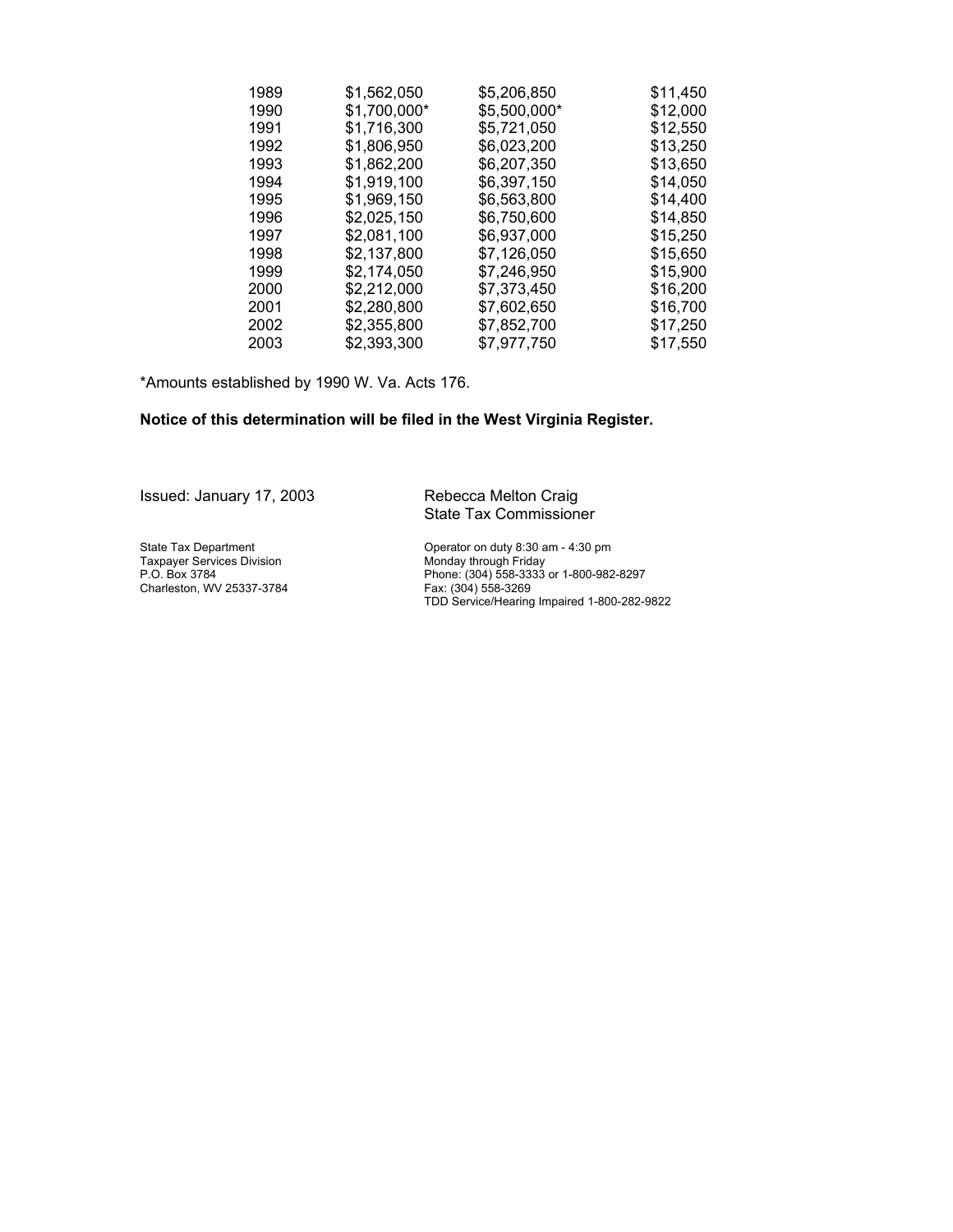| | | | |
|---|---|---|---|
| 1989 | $1,562,050 | $5,206,850 | $11,450 |
| 1990 | $1,700,000* | $5,500,000* | $12,000 |
| 1991 | $1,716,300 | $5,721,050 | $12,550 |
| 1992 | $1,806,950 | $6,023,200 | $13,250 |
| 1993 | $1,862,200 | $6,207,350 | $13,650 |
| 1994 | $1,919,100 | $6,397,150 | $14,050 |
| 1995 | $1,969,150 | $6,563,800 | $14,400 |
| 1996 | $2,025,150 | $6,750,600 | $14,850 |
| 1997 | $2,081,100 | $6,937,000 | $15,250 |
| 1998 | $2,137,800 | $7,126,050 | $15,650 |
| 1999 | $2,174,050 | $7,246,950 | $15,900 |
| 2000 | $2,212,000 | $7,373,450 | $16,200 |
| 2001 | $2,280,800 | $7,602,650 | $16,700 |
| 2002 | $2,355,800 | $7,852,700 | $17,250 |
| 2003 | $2,393,300 | $7,977,750 | $17,550 |

*Amounts established by 1990 W. Va. Acts 176.

**Notice of this determination will be filed in the West Virginia Register.**

Issued: January 17, 2003

Rebecca Melton Craig
State Tax Commissioner

State Tax Department
Taxpayer Services Division
P.O. Box 3784
Charleston, WV 25337-3784

Operator on duty 8:30 am - 4:30 pm
Monday through Friday
Phone: (304) 558-3333 or 1-800-982-8297
Fax: (304) 558-3269
TDD Service/Hearing Impaired 1-800-282-9822